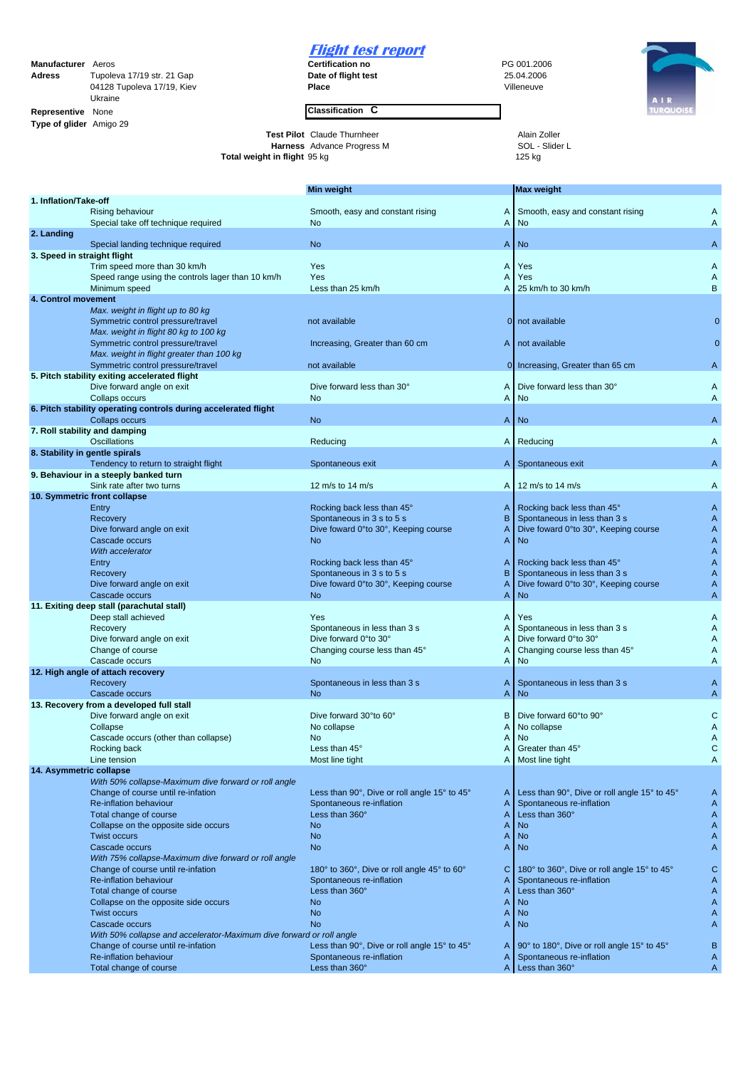# Flight test report

**Manufacturer** Aeros
**Adress** Tupoleva 17/19 str. 21 Gap
04128 Tupoleva 17/19, Kiev
Ukraine
**Representive** None
**Type of glider** Amigo 29

**Certification no** PG 001.2006
**Date of flight test** 25.04.2006
**Place** Villeneuve

**Classification C**

AIR TURQUOISE

| | Min weight | Max weight |
|---|---|---|
| **Test Pilot** | Claude Thurnheer | Alain Zoller |
| **Harness** | Advance Progress M | SOL - Slider L |
| **Total weight in flight** | 95 kg | 125 kg |

| | Min weight | | Max weight | |
|---|---|---|---|---|
| **1. Inflation/Take-off** | | | | |
| Rising behaviour | Smooth, easy and constant rising | A | Smooth, easy and constant rising | A |
| Special take off technique required | No | A | No | A |
| **2. Landing** | | | | |
| Special landing technique required | No | A | No | A |
| **3. Speed in straight flight** | | | | |
| Trim speed more than 30 km/h | Yes | A | Yes | A |
| Speed range using the controls lager than 10 km/h | Yes | A | Yes | A |
| Minimum speed | Less than 25 km/h | A | 25 km/h to 30 km/h | B |
| **4. Control movement** | | | | |
| *Max. weight in flight up to 80 kg* | | | | |
| Symmetric control pressure/travel | not available | 0 | not available | 0 |
| *Max. weight in flight 80 kg to 100 kg* | | | | |
| Symmetric control pressure/travel | Increasing, Greater than 60 cm | A | not available | 0 |
| *Max. weight in flight greater than 100 kg* | | | | |
| Symmetric control pressure/travel | not available | 0 | Increasing, Greater than 65 cm | A |
| **5. Pitch stability exiting accelerated flight** | | | | |
| Dive forward angle on exit | Dive forward less than 30° | A | Dive forward less than 30° | A |
| Collaps occurs | No | A | No | A |
| **6. Pitch stability operating controls during accelerated flight** | | | | |
| Collaps occurs | No | A | No | A |
| **7. Roll stability and damping** | | | | |
| Oscillations | Reducing | A | Reducing | A |
| **8. Stability in gentle spirals** | | | | |
| Tendency to return to straight flight | Spontaneous exit | A | Spontaneous exit | A |
| **9. Behaviour in a steeply banked turn** | | | | |
| Sink rate after two turns | 12 m/s to 14 m/s | A | 12 m/s to 14 m/s | A |
| **10. Symmetric front collapse** | | | | |
| Entry | Rocking back less than 45° | A | Rocking back less than 45° | A |
| Recovery | Spontaneous in 3 s to 5 s | B | Spontaneous in less than 3 s | A |
| Dive forward angle on exit | Dive foward 0°to 30°, Keeping course | A | Dive foward 0°to 30°, Keeping course | A |
| Cascade occurs | No | A | No | A |
| *With accelerator* | | | | A |
| Entry | Rocking back less than 45° | A | Rocking back less than 45° | A |
| Recovery | Spontaneous in 3 s to 5 s | B | Spontaneous in less than 3 s | A |
| Dive forward angle on exit | Dive foward 0°to 30°, Keeping course | A | Dive foward 0°to 30°, Keeping course | A |
| Cascade occurs | No | A | No | A |
| **11. Exiting deep stall (parachutal stall)** | | | | |
| Deep stall achieved | Yes | A | Yes | A |
| Recovery | Spontaneous in less than 3 s | A | Spontaneous in less than 3 s | A |
| Dive forward angle on exit | Dive forward 0°to 30° | A | Dive forward 0°to 30° | A |
| Change of course | Changing course less than 45° | A | Changing course less than 45° | A |
| Cascade occurs | No | A | No | A |
| **12. High angle of attack recovery** | | | | |
| Recovery | Spontaneous in less than 3 s | A | Spontaneous in less than 3 s | A |
| Cascade occurs | No | A | No | A |
| **13. Recovery from a developed full stall** | | | | |
| Dive forward angle on exit | Dive forward 30°to 60° | B | Dive forward 60°to 90° | C |
| Collapse | No collapse | A | No collapse | A |
| Cascade occurs (other than collapse) | No | A | No | A |
| Rocking back | Less than 45° | A | Greater than 45° | C |
| Line tension | Most line tight | A | Most line tight | A |
| **14. Asymmetric collapse** | | | | |
| *With 50% collapse-Maximum dive forward or roll angle* | | | | |
| Change of course until re-infation | Less than 90°, Dive or roll angle 15° to 45° | A | Less than 90°, Dive or roll angle 15° to 45° | A |
| Re-inflation behaviour | Spontaneous re-inflation | A | Spontaneous re-inflation | A |
| Total change of course | Less than 360° | A | Less than 360° | A |
| Collapse on the opposite side occurs | No | A | No | A |
| Twist occurs | No | A | No | A |
| Cascade occurs | No | A | No | A |
| *With 75% collapse-Maximum dive forward or roll angle* | | | | |
| Change of course until re-infation | 180° to 360°, Dive or roll angle 45° to 60° | C | 180° to 360°, Dive or roll angle 15° to 45° | C |
| Re-inflation behaviour | Spontaneous re-inflation | A | Spontaneous re-inflation | A |
| Total change of course | Less than 360° | A | Less than 360° | A |
| Collapse on the opposite side occurs | No | A | No | A |
| Twist occurs | No | A | No | A |
| Cascade occurs | No | A | No | A |
| *With 50% collapse and accelerator-Maximum dive forward or roll angle* | | | | |
| Change of course until re-infation | Less than 90°, Dive or roll angle 15° to 45° | A | 90° to 180°, Dive or roll angle 15° to 45° | B |
| Re-inflation behaviour | Spontaneous re-inflation | A | Spontaneous re-inflation | A |
| Total change of course | Less than 360° | A | Less than 360° | A |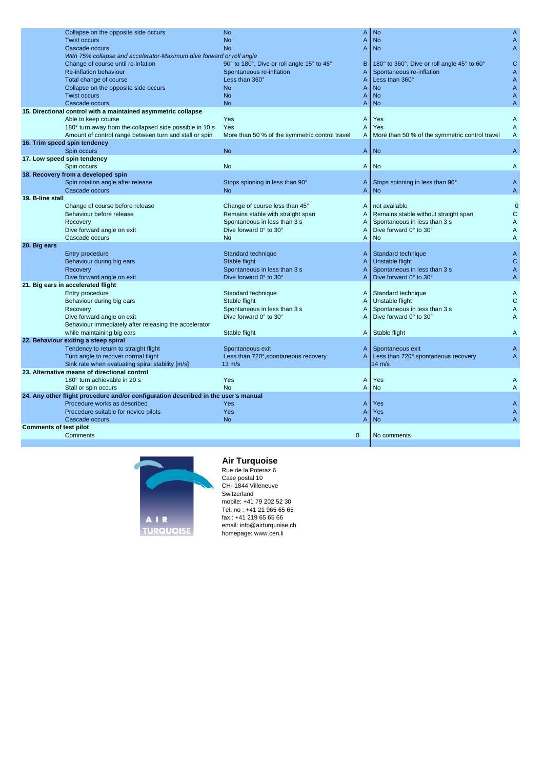| | | | | |
|---|---|---|---|---|
| Collapse on the opposite side occurs | No | A | No | A |
| Twist occurs | No | A | No | A |
| Cascade occurs | No | A | No | A |
| *With 75% collapse and accelerator-Maximum dive forward or roll angle* | | | | |
| Change of course until re-infation | 90° to 180°, Dive or roll angle 15° to 45° | B | 180° to 360°, Dive or roll angle 45° to 60° | C |
| Re-inflation behaviour | Spontaneous re-inflation | A | Spontaneous re-inflation | A |
| Total change of course | Less than 360° | A | Less than 360° | A |
| Collapse on the opposite side occurs | No | A | No | A |
| Twist occurs | No | A | No | A |
| Cascade occurs | No | A | No | A |
| **15. Directional control with a maintained asymmetric collapse** | | | | |
| Able to keep course | Yes | A | Yes | A |
| 180° turn away from the collapsed side possible in 10 s | Yes | A | Yes | A |
| Amount of control range between turn and stall or spin | More than 50 % of the symmetric control travel | A | More than 50 % of the symmetric control travel | A |
| **16. Trim speed spin tendency** | | | | |
| Spin occurs | No | A | No | A |
| **17. Low speed spin tendency** | | | | |
| Spin occurs | No | A | No | A |
| **18. Recovery from a developed spin** | | | | |
| Spin rotation angle after release | Stops spinning in less than 90° | A | Stops spinning in less than 90° | A |
| Cascade occurs | No | A | No | A |
| **19. B-line stall** | | | | |
| Change of course before release | Change of course less than 45° | A | not available | 0 |
| Behaviour before release | Remains stable with straight span | A | Remains stable without straight span | C |
| Recovery | Spontaneous in less than 3 s | A | Spontaneous in less than 3 s | A |
| Dive forward angle on exit | Dive forward 0° to 30° | A | Dive forward 0° to 30° | A |
| Cascade occurs | No | A | No | A |
| **20. Big ears** | | | | |
| Entry procedure | Standard technique | A | Standard technique | A |
| Behaviour during big ears | Stable flight | A | Unstable flight | C |
| Recovery | Spontaneous in less than 3 s | A | Spontaneous in less than 3 s | A |
| Dive forward angle on exit | Dive forward 0° to 30° | A | Dive forward 0° to 30° | A |
| **21. Big ears in accelerated flight** | | | | |
| Entry procedure | Standard technique | A | Standard technique | A |
| Behaviour during big ears | Stable flight | A | Unstable flight | C |
| Recovery | Spontaneous in less than 3 s | A | Spontaneous in less than 3 s | A |
| Dive forward angle on exit | Dive forward 0° to 30° | A | Dive forward 0° to 30° | A |
| Behaviour immediately after releasing the accelerator while maintaining big ears | Stable flight | A | Stable flight | A |
| **22. Behaviour exiting a steep spiral** | | | | |
| Tendency to return to straight flight | Spontaneous exit | A | Spontaneous exit | A |
| Turn angle to recover normal flight | Less than 720°,spontaneous recovery | A | Less than 720°,spontaneous recovery | A |
| Sink rate when evaluating spiral stability [m/s] | 13 m/s | | 14 m/s | |
| **23. Alternative means of directional control** | | | | |
| 180° turn achievable in 20 s | Yes | A | Yes | A |
| Stall or spin occurs | No | A | No | A |
| **24. Any other flight procedure and/or configuration described in the user's manual** | | | | |
| Procedure works as described | Yes | A | Yes | A |
| Procedure suitable for novice pilots | Yes | A | Yes | A |
| Cascade occurs | No | A | No | A |
| **Comments of test pilot** | | | | |
| Comments | | 0 | No comments | |

**Air Turquoise**
Rue de la Poteraz 6
Case postal 10
CH- 1844 Villeneuve
Switzerland
mobile: +41 79 202 52 30
Tel. no : +41 21 965 65 65
fax : +41 219 65 65 66
email: info@airturquoise.ch
homepage: www.cen.li